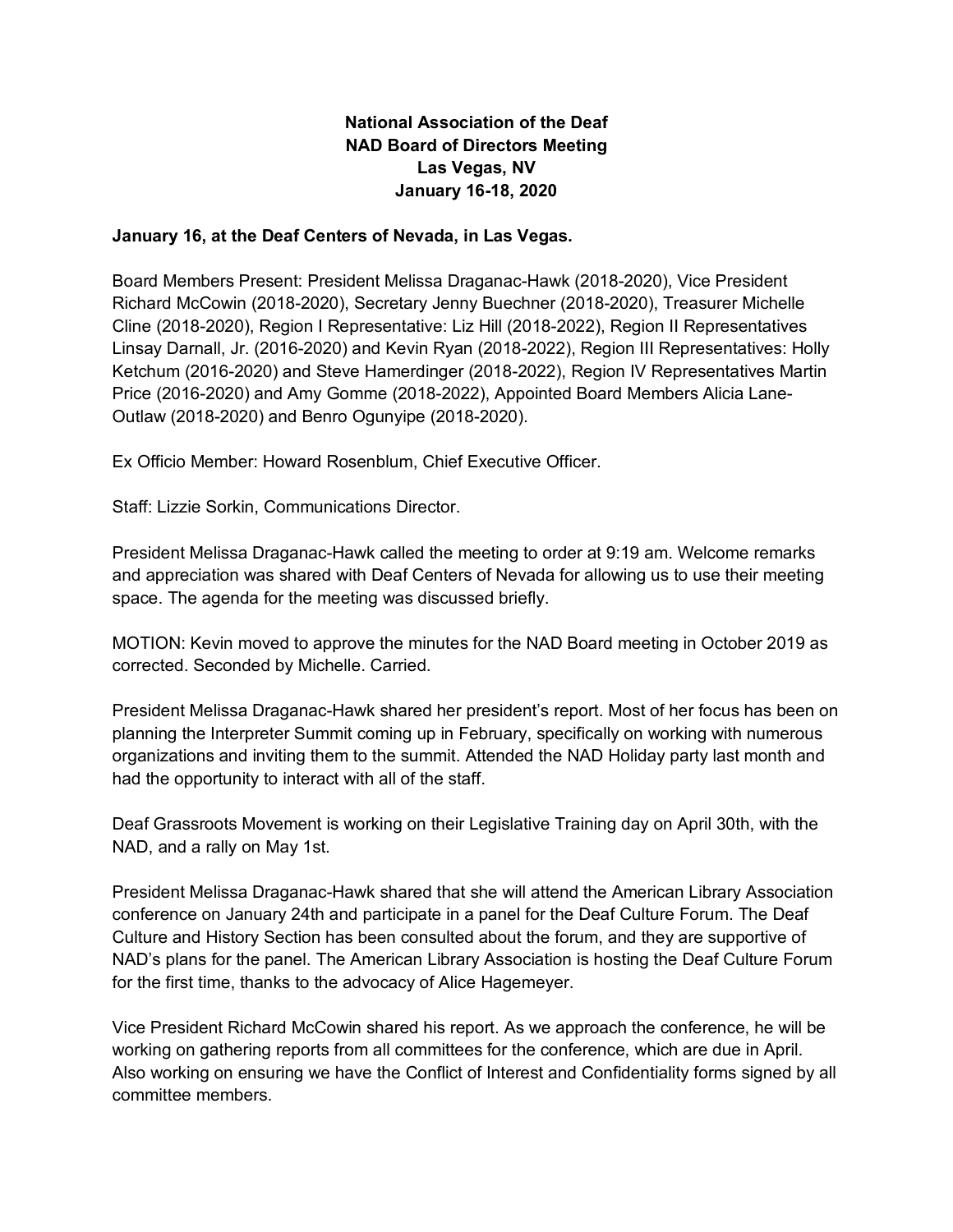**National Association of the Deaf**
**NAD Board of Directors Meeting**
**Las Vegas, NV**
**January 16-18, 2020**

**January 16, at the Deaf Centers of Nevada, in Las Vegas.**

Board Members Present: President Melissa Draganac-Hawk (2018-2020), Vice President Richard McCowin (2018-2020), Secretary Jenny Buechner (2018-2020), Treasurer Michelle Cline (2018-2020), Region I Representative: Liz Hill (2018-2022), Region II Representatives Linsay Darnall, Jr. (2016-2020) and Kevin Ryan (2018-2022), Region III Representatives: Holly Ketchum (2016-2020) and Steve Hamerdinger (2018-2022), Region IV Representatives Martin Price (2016-2020) and Amy Gomme (2018-2022), Appointed Board Members Alicia Lane-Outlaw (2018-2020) and Benro Ogunyipe (2018-2020).

Ex Officio Member: Howard Rosenblum, Chief Executive Officer.

Staff: Lizzie Sorkin, Communications Director.

President Melissa Draganac-Hawk called the meeting to order at 9:19 am. Welcome remarks and appreciation was shared with Deaf Centers of Nevada for allowing us to use their meeting space. The agenda for the meeting was discussed briefly.

MOTION: Kevin moved to approve the minutes for the NAD Board meeting in October 2019 as corrected. Seconded by Michelle. Carried.

President Melissa Draganac-Hawk shared her president's report. Most of her focus has been on planning the Interpreter Summit coming up in February, specifically on working with numerous organizations and inviting them to the summit. Attended the NAD Holiday party last month and had the opportunity to interact with all of the staff.

Deaf Grassroots Movement is working on their Legislative Training day on April 30th, with the NAD, and a rally on May 1st.

President Melissa Draganac-Hawk shared that she will attend the American Library Association conference on January 24th and participate in a panel for the Deaf Culture Forum. The Deaf Culture and History Section has been consulted about the forum, and they are supportive of NAD's plans for the panel. The American Library Association is hosting the Deaf Culture Forum for the first time, thanks to the advocacy of Alice Hagemeyer.

Vice President Richard McCowin shared his report. As we approach the conference, he will be working on gathering reports from all committees for the conference, which are due in April. Also working on ensuring we have the Conflict of Interest and Confidentiality forms signed by all committee members.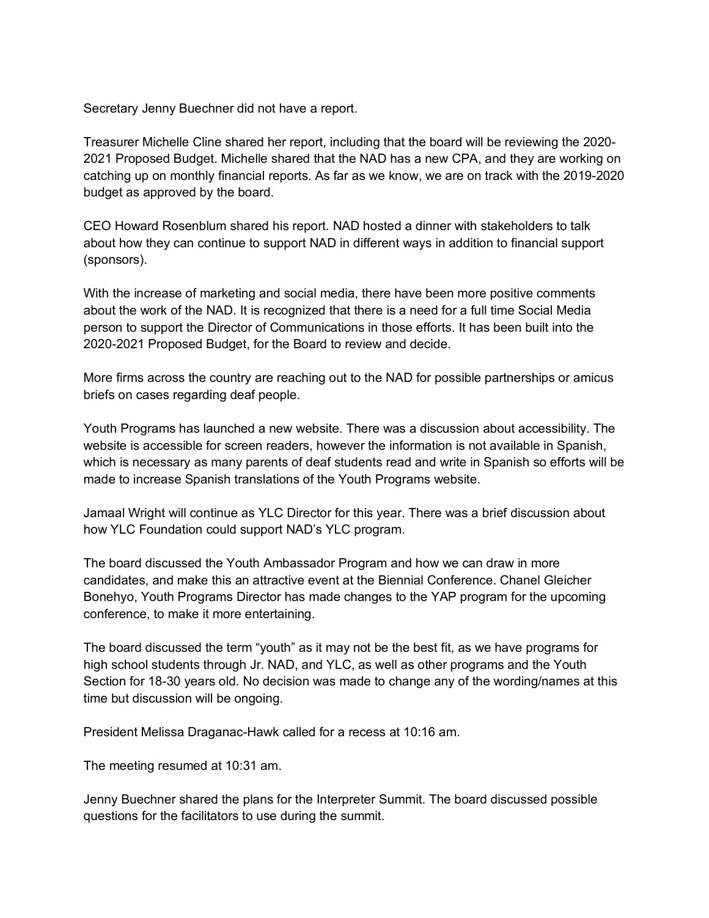Secretary Jenny Buechner did not have a report.

Treasurer Michelle Cline shared her report, including that the board will be reviewing the 2020-2021 Proposed Budget. Michelle shared that the NAD has a new CPA, and they are working on catching up on monthly financial reports. As far as we know, we are on track with the 2019-2020 budget as approved by the board.

CEO Howard Rosenblum shared his report. NAD hosted a dinner with stakeholders to talk about how they can continue to support NAD in different ways in addition to financial support (sponsors).

With the increase of marketing and social media, there have been more positive comments about the work of the NAD. It is recognized that there is a need for a full time Social Media person to support the Director of Communications in those efforts. It has been built into the 2020-2021 Proposed Budget, for the Board to review and decide.

More firms across the country are reaching out to the NAD for possible partnerships or amicus briefs on cases regarding deaf people.

Youth Programs has launched a new website. There was a discussion about accessibility. The website is accessible for screen readers, however the information is not available in Spanish, which is necessary as many parents of deaf students read and write in Spanish so efforts will be made to increase Spanish translations of the Youth Programs website.

Jamaal Wright will continue as YLC Director for this year. There was a brief discussion about how YLC Foundation could support NAD's YLC program.

The board discussed the Youth Ambassador Program and how we can draw in more candidates, and make this an attractive event at the Biennial Conference. Chanel Gleicher Bonehyo, Youth Programs Director has made changes to the YAP program for the upcoming conference, to make it more entertaining.

The board discussed the term "youth" as it may not be the best fit, as we have programs for high school students through Jr. NAD, and YLC, as well as other programs and the Youth Section for 18-30 years old. No decision was made to change any of the wording/names at this time but discussion will be ongoing.

President Melissa Draganac-Hawk called for a recess at 10:16 am.

The meeting resumed at 10:31 am.

Jenny Buechner shared the plans for the Interpreter Summit. The board discussed possible questions for the facilitators to use during the summit.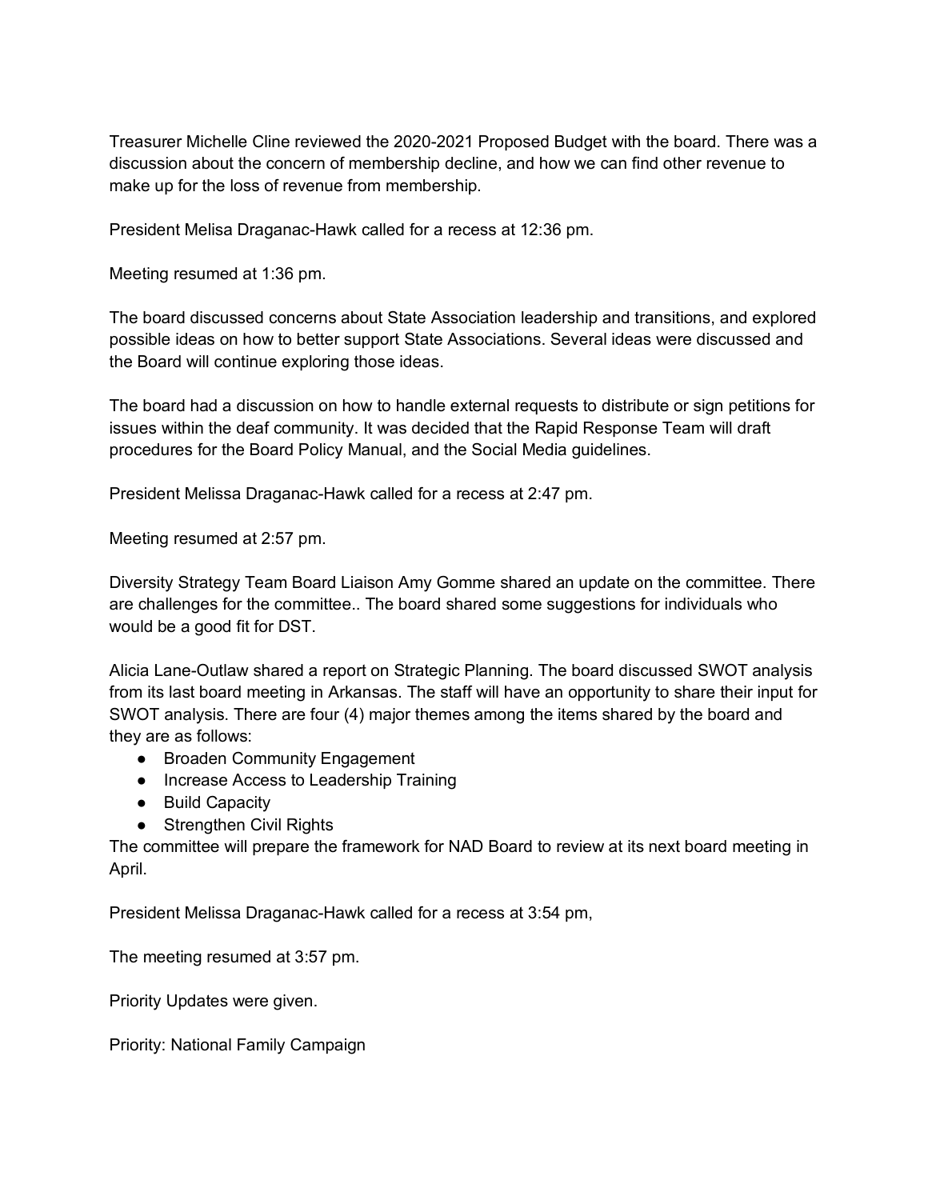Treasurer Michelle Cline reviewed the 2020-2021 Proposed Budget with the board. There was a discussion about the concern of membership decline, and how we can find other revenue to make up for the loss of revenue from membership.

President Melisa Draganac-Hawk called for a recess at 12:36 pm.

Meeting resumed at 1:36 pm.

The board discussed concerns about State Association leadership and transitions, and explored possible ideas on how to better support State Associations. Several ideas were discussed and the Board will continue exploring those ideas.

The board had a discussion on how to handle external requests to distribute or sign petitions for issues within the deaf community. It was decided that the Rapid Response Team will draft procedures for the Board Policy Manual, and the Social Media guidelines.

President Melissa Draganac-Hawk called for a recess at 2:47 pm.

Meeting resumed at 2:57 pm.

Diversity Strategy Team Board Liaison Amy Gomme shared an update on the committee. There are challenges for the committee.. The board shared some suggestions for individuals who would be a good fit for DST.

Alicia Lane-Outlaw shared a report on Strategic Planning. The board discussed SWOT analysis from its last board meeting in Arkansas. The staff will have an opportunity to share their input for SWOT analysis. There are four (4) major themes among the items shared by the board and they are as follows:

- Broaden Community Engagement
- Increase Access to Leadership Training
- Build Capacity
- Strengthen Civil Rights

The committee will prepare the framework for NAD Board to review at its next board meeting in April.

President Melissa Draganac-Hawk called for a recess at 3:54 pm,

The meeting resumed at 3:57 pm.

Priority Updates were given.

Priority: National Family Campaign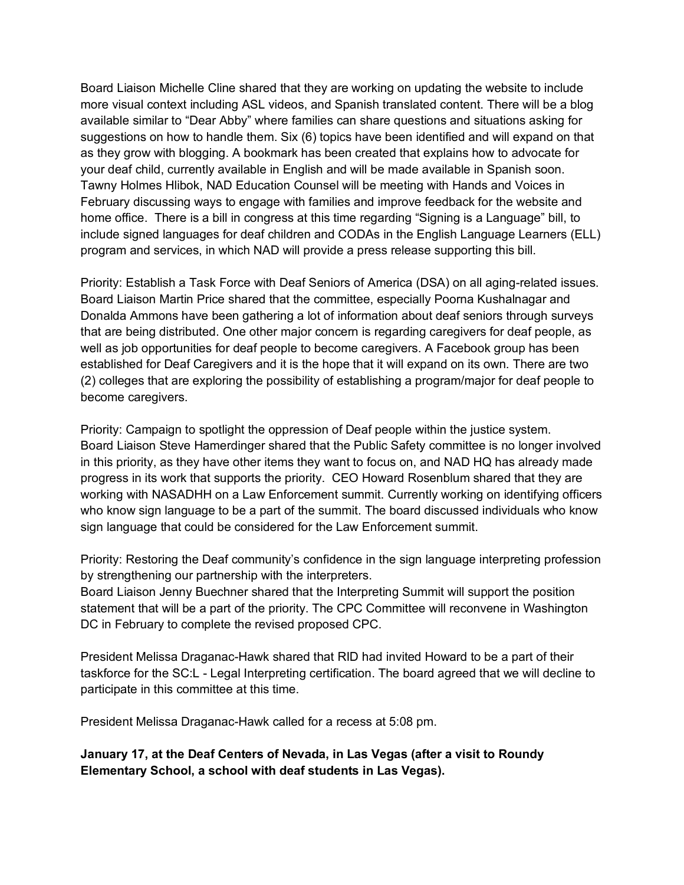Board Liaison Michelle Cline shared that they are working on updating the website to include more visual context including ASL videos, and Spanish translated content. There will be a blog available similar to "Dear Abby" where families can share questions and situations asking for suggestions on how to handle them. Six (6) topics have been identified and will expand on that as they grow with blogging. A bookmark has been created that explains how to advocate for your deaf child, currently available in English and will be made available in Spanish soon. Tawny Holmes Hlibok, NAD Education Counsel will be meeting with Hands and Voices in February discussing ways to engage with families and improve feedback for the website and home office. There is a bill in congress at this time regarding "Signing is a Language" bill, to include signed languages for deaf children and CODAs in the English Language Learners (ELL) program and services, in which NAD will provide a press release supporting this bill.

Priority: Establish a Task Force with Deaf Seniors of America (DSA) on all aging-related issues. Board Liaison Martin Price shared that the committee, especially Poorna Kushalnagar and Donalda Ammons have been gathering a lot of information about deaf seniors through surveys that are being distributed. One other major concern is regarding caregivers for deaf people, as well as job opportunities for deaf people to become caregivers. A Facebook group has been established for Deaf Caregivers and it is the hope that it will expand on its own. There are two (2) colleges that are exploring the possibility of establishing a program/major for deaf people to become caregivers.

Priority: Campaign to spotlight the oppression of Deaf people within the justice system. Board Liaison Steve Hamerdinger shared that the Public Safety committee is no longer involved in this priority, as they have other items they want to focus on, and NAD HQ has already made progress in its work that supports the priority. CEO Howard Rosenblum shared that they are working with NASADHH on a Law Enforcement summit. Currently working on identifying officers who know sign language to be a part of the summit. The board discussed individuals who know sign language that could be considered for the Law Enforcement summit.

Priority: Restoring the Deaf community's confidence in the sign language interpreting profession by strengthening our partnership with the interpreters.
Board Liaison Jenny Buechner shared that the Interpreting Summit will support the position statement that will be a part of the priority. The CPC Committee will reconvene in Washington DC in February to complete the revised proposed CPC.

President Melissa Draganac-Hawk shared that RID had invited Howard to be a part of their taskforce for the SC:L - Legal Interpreting certification. The board agreed that we will decline to participate in this committee at this time.

President Melissa Draganac-Hawk called for a recess at 5:08 pm.

**January 17, at the Deaf Centers of Nevada, in Las Vegas (after a visit to Roundy Elementary School, a school with deaf students in Las Vegas).**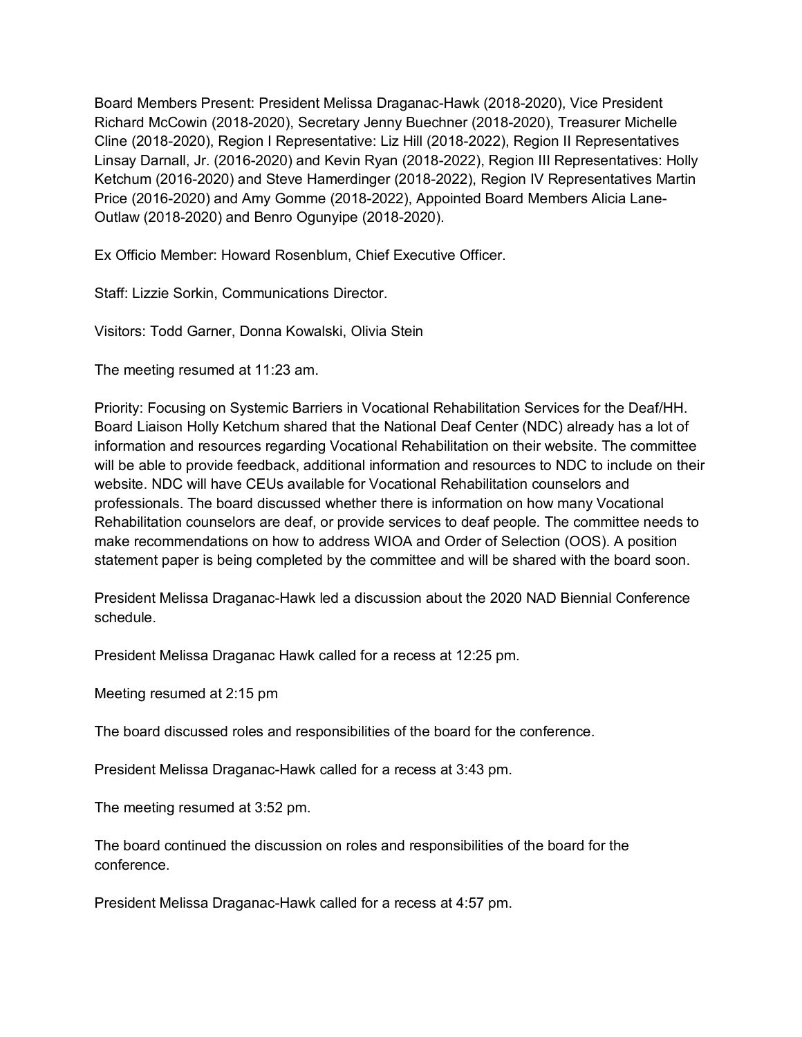Board Members Present: President Melissa Draganac-Hawk (2018-2020), Vice President Richard McCowin (2018-2020), Secretary Jenny Buechner (2018-2020), Treasurer Michelle Cline (2018-2020), Region I Representative: Liz Hill (2018-2022), Region II Representatives Linsay Darnall, Jr. (2016-2020) and Kevin Ryan (2018-2022), Region III Representatives: Holly Ketchum (2016-2020) and Steve Hamerdinger (2018-2022), Region IV Representatives Martin Price (2016-2020) and Amy Gomme (2018-2022), Appointed Board Members Alicia Lane-Outlaw (2018-2020) and Benro Ogunyipe (2018-2020).

Ex Officio Member: Howard Rosenblum, Chief Executive Officer.

Staff: Lizzie Sorkin, Communications Director.

Visitors: Todd Garner, Donna Kowalski, Olivia Stein

The meeting resumed at 11:23 am.

Priority: Focusing on Systemic Barriers in Vocational Rehabilitation Services for the Deaf/HH. Board Liaison Holly Ketchum shared that the National Deaf Center (NDC) already has a lot of information and resources regarding Vocational Rehabilitation on their website. The committee will be able to provide feedback, additional information and resources to NDC to include on their website. NDC will have CEUs available for Vocational Rehabilitation counselors and professionals. The board discussed whether there is information on how many Vocational Rehabilitation counselors are deaf, or provide services to deaf people. The committee needs to make recommendations on how to address WIOA and Order of Selection (OOS). A position statement paper is being completed by the committee and will be shared with the board soon.

President Melissa Draganac-Hawk led a discussion about the 2020 NAD Biennial Conference schedule.

President Melissa Draganac Hawk called for a recess at 12:25 pm.

Meeting resumed at 2:15 pm

The board discussed roles and responsibilities of the board for the conference.

President Melissa Draganac-Hawk called for a recess at 3:43 pm.

The meeting resumed at 3:52 pm.

The board continued the discussion on roles and responsibilities of the board for the conference.

President Melissa Draganac-Hawk called for a recess at 4:57 pm.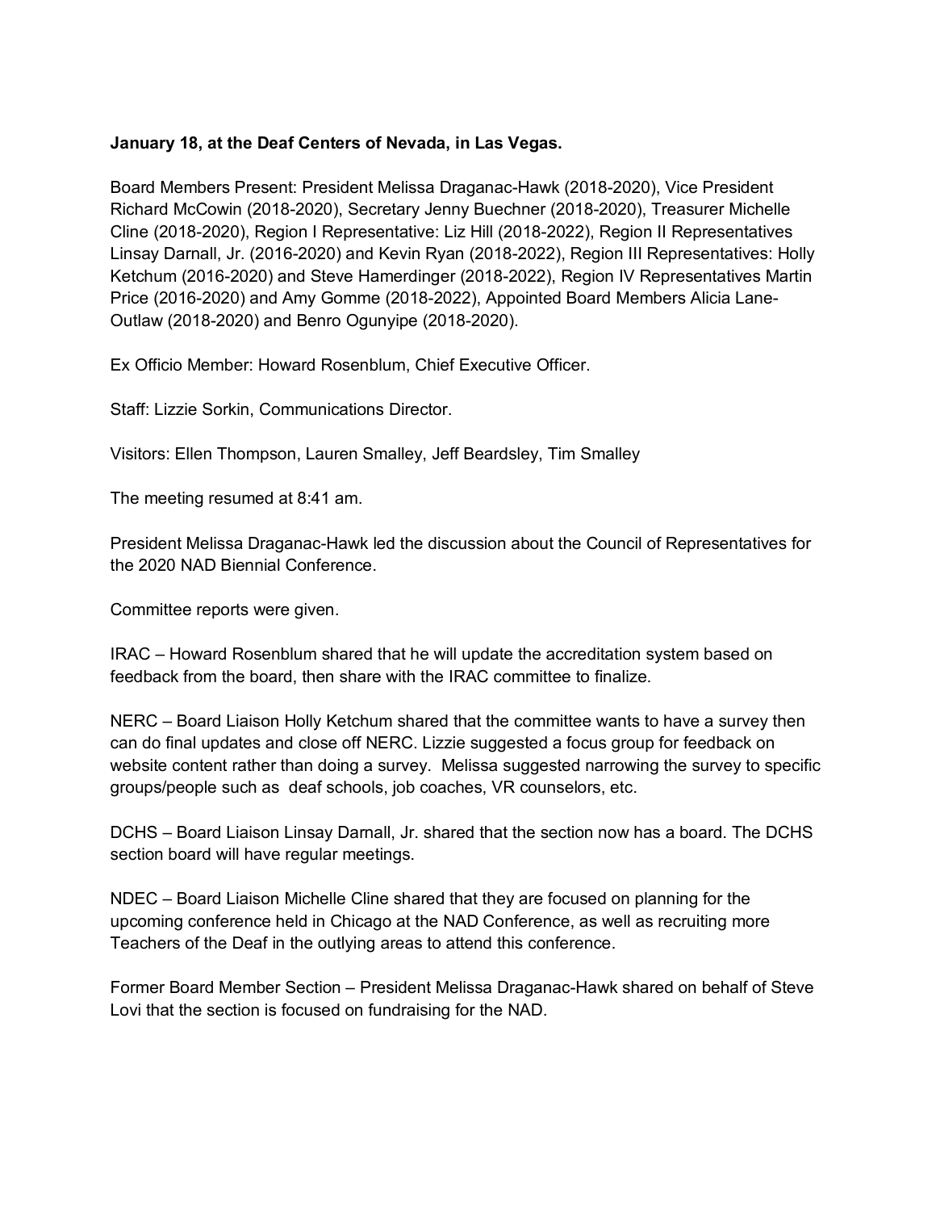**January 18, at the Deaf Centers of Nevada, in Las Vegas.**

Board Members Present: President Melissa Draganac-Hawk (2018-2020), Vice President Richard McCowin (2018-2020), Secretary Jenny Buechner (2018-2020), Treasurer Michelle Cline (2018-2020), Region I Representative: Liz Hill (2018-2022), Region II Representatives Linsay Darnall, Jr. (2016-2020) and Kevin Ryan (2018-2022), Region III Representatives: Holly Ketchum (2016-2020) and Steve Hamerdinger (2018-2022), Region IV Representatives Martin Price (2016-2020) and Amy Gomme (2018-2022), Appointed Board Members Alicia Lane-Outlaw (2018-2020) and Benro Ogunyipe (2018-2020).

Ex Officio Member: Howard Rosenblum, Chief Executive Officer.

Staff: Lizzie Sorkin, Communications Director.

Visitors: Ellen Thompson, Lauren Smalley, Jeff Beardsley, Tim Smalley

The meeting resumed at 8:41 am.

President Melissa Draganac-Hawk led the discussion about the Council of Representatives for the 2020 NAD Biennial Conference.

Committee reports were given.

IRAC – Howard Rosenblum shared that he will update the accreditation system based on feedback from the board, then share with the IRAC committee to finalize.

NERC – Board Liaison Holly Ketchum shared that the committee wants to have a survey then can do final updates and close off NERC. Lizzie suggested a focus group for feedback on website content rather than doing a survey. Melissa suggested narrowing the survey to specific groups/people such as deaf schools, job coaches, VR counselors, etc.

DCHS – Board Liaison Linsay Darnall, Jr. shared that the section now has a board. The DCHS section board will have regular meetings.

NDEC – Board Liaison Michelle Cline shared that they are focused on planning for the upcoming conference held in Chicago at the NAD Conference, as well as recruiting more Teachers of the Deaf in the outlying areas to attend this conference.

Former Board Member Section – President Melissa Draganac-Hawk shared on behalf of Steve Lovi that the section is focused on fundraising for the NAD.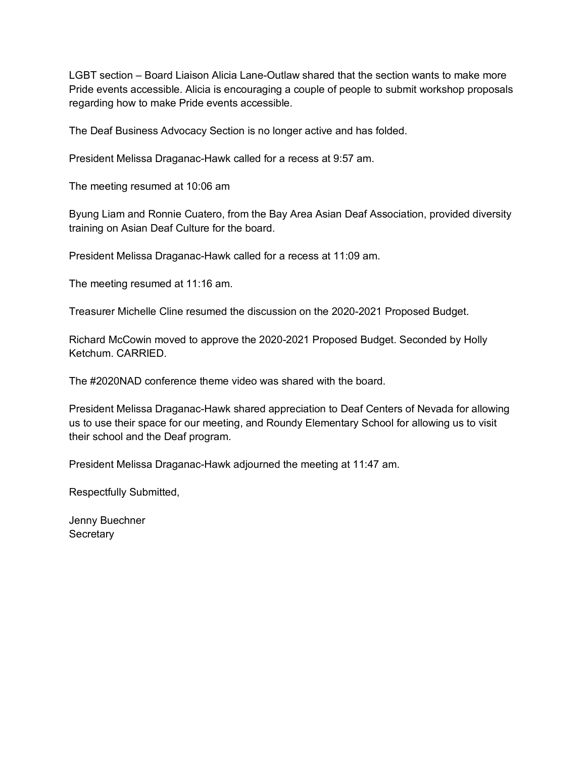LGBT section – Board Liaison Alicia Lane-Outlaw shared that the section wants to make more Pride events accessible. Alicia is encouraging a couple of people to submit workshop proposals regarding how to make Pride events accessible.

The Deaf Business Advocacy Section is no longer active and has folded.

President Melissa Draganac-Hawk called for a recess at 9:57 am.

The meeting resumed at 10:06 am

Byung Liam and Ronnie Cuatero, from the Bay Area Asian Deaf Association, provided diversity training on Asian Deaf Culture for the board.

President Melissa Draganac-Hawk called for a recess at 11:09 am.

The meeting resumed at 11:16 am.

Treasurer Michelle Cline resumed the discussion on the 2020-2021 Proposed Budget.

Richard McCowin moved to approve the 2020-2021 Proposed Budget. Seconded by Holly Ketchum. CARRIED.

The #2020NAD conference theme video was shared with the board.

President Melissa Draganac-Hawk shared appreciation to Deaf Centers of Nevada for allowing us to use their space for our meeting, and Roundy Elementary School for allowing us to visit their school and the Deaf program.

President Melissa Draganac-Hawk adjourned the meeting at 11:47 am.

Respectfully Submitted,

Jenny Buechner
Secretary